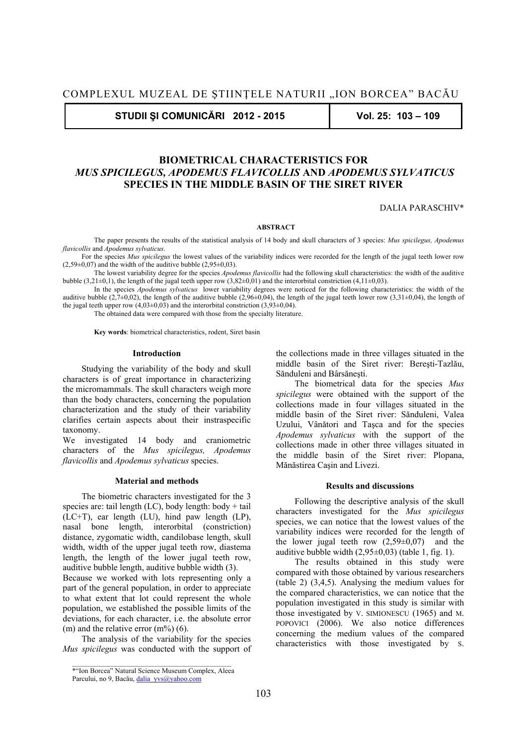# BIOMETRICAL CHARACTERISTICS FOR *MUS SPICILEGUS, APODEMUS FLAVICOLLIS* AND *APODEMUS SYLVATICUS* SPECIES IN THE MIDDLE BASIN OF THE SIRET RIVER

DALIA PARASCHIV*

**ABSTRACT**

The paper presents the results of the statistical analysis of 14 body and skull characters of 3 species: *Mus spicilegus, Apodemus flavicollis* and *Apodemus sylvaticus*.

For the species *Mus spicilegus* the lowest values of the variability indices were recorded for the length of the jugal teeth lower row (2,59±0,07) and the width of the auditive bubble (2,95±0,03).

The lowest variability degree for the species *Apodemus flavicollis* had the following skull characteristics: the width of the auditive bubble (3,21±0,1), the length of the jugal teeth upper row (3,82±0,01) and the interorbital constriction (4,11±0,03).

In the species *Apodemus sylvaticus* lower variability degrees were noticed for the following characteristics: the width of the auditive bubble (2,7±0,02), the length of the auditive bubble (2,96±0,04), the length of the jugal teeth lower row (3,31±0,04), the length of the jugal teeth upper row (4,03±0,03) and the interorbital constriction (3,93±0,04).

The obtained data were compared with those from the specialty literature.

**Key words**: biometrical characteristics, rodent, Siret basin

## Introduction

Studying the variability of the body and skull characters is of great importance in characterizing the micromammals. The skull characters weigh more than the body characters, concerning the population characterization and the study of their variability clarifies certain aspects about their instraspecific taxonomy.

We investigated 14 body and craniometric characters of the *Mus spicilegus, Apodemus flavicollis* and *Apodemus sylvaticus* species.

## Material and methods

The biometric characters investigated for the 3 species are: tail length (LC), body length: body + tail (LC+T), ear length (LU), hind paw length (LP), nasal bone length, interorbital (constriction) distance, zygomatic width, candilobase length, skull width, width of the upper jugal teeth row, diastema length, the length of the lower jugal teeth row, auditive bubble length, auditive bubble width (3).

Because we worked with lots representing only a part of the general population, in order to appreciate to what extent that lot could represent the whole population, we established the possible limits of the deviations, for each character, i.e. the absolute error (m) and the relative error (m%) (6).

The analysis of the variability for the species *Mus spicilegus* was conducted with the support of the collections made in three villages situated in the middle basin of the Siret river: Bereşti-Tazlău, Sănduleni and Bârsăneşti.

The biometrical data for the species *Mus spicilegus* were obtained with the support of the collections made in four villages situated in the middle basin of the Siret river: Sănduleni, Valea Uzului, Vânători and Taşca and for the species *Apodemus sylvaticus* with the support of the collections made in other three villages situated in the middle basin of the Siret river: Plopana, Mănăstirea Caşin and Livezi.

## Results and discussions

Following the descriptive analysis of the skull characters investigated for the *Mus spicilegus* species, we can notice that the lowest values of the variability indices were recorded for the length of the lower jugal teeth row (2,59±0,07) and the auditive bubble width (2,95±0,03) (table 1, fig. 1).

The results obtained in this study were compared with those obtained by various researchers (table 2) (3,4,5). Analysing the medium values for the compared characteristics, we can notice that the population investigated in this study is similar with those investigated by V. SIMIONESCU (1965) and M. POPOVICI (2006). We also notice differences concerning the medium values of the compared characteristics with those investigated by S.

---

*"Ion Borcea" Natural Science Museum Complex, Aleea Parcului, no 9, Bacău, dalia_yvs@yahoo.com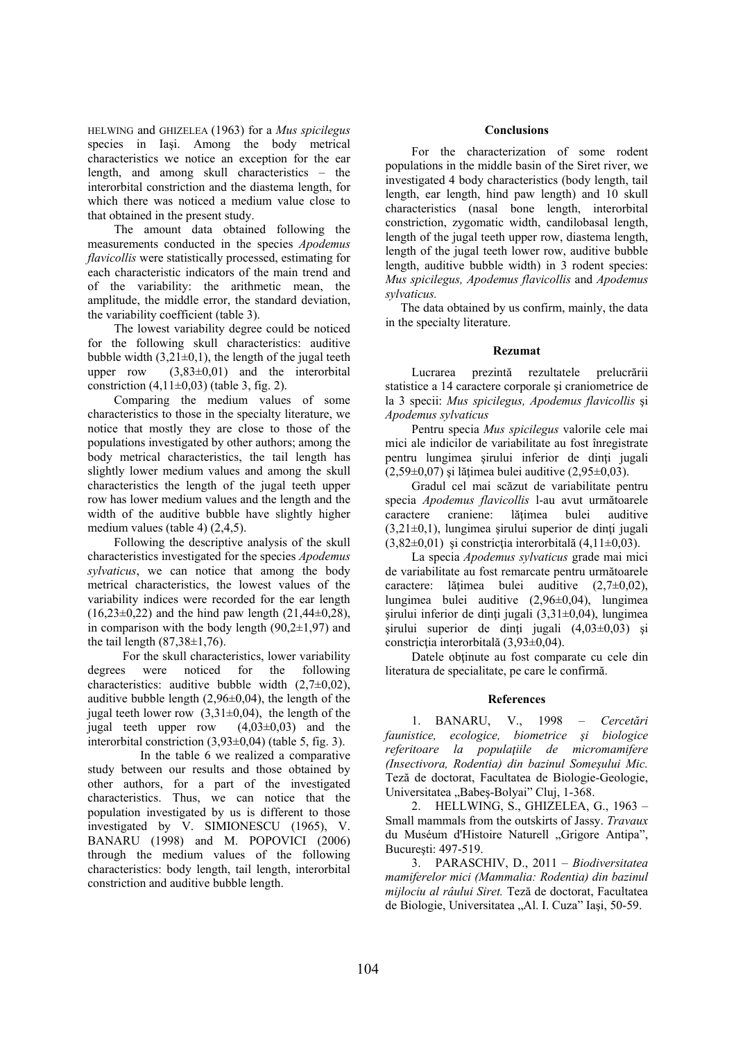HELWING and GHIZELEA (1963) for a *Mus spicilegus* species in Iaşi. Among the body metrical characteristics we notice an exception for the ear length, and among skull characteristics – the interorbital constriction and the diastema length, for which there was noticed a medium value close to that obtained in the present study.

The amount data obtained following the measurements conducted in the species *Apodemus flavicollis* were statistically processed, estimating for each characteristic indicators of the main trend and of the variability: the arithmetic mean, the amplitude, the middle error, the standard deviation, the variability coefficient (table 3).

The lowest variability degree could be noticed for the following skull characteristics: auditive bubble width (3,21±0,1), the length of the jugal teeth upper row (3,83±0,01) and the interorbital constriction (4,11±0,03) (table 3, fig. 2).

Comparing the medium values of some characteristics to those in the specialty literature, we notice that mostly they are close to those of the populations investigated by other authors; among the body metrical characteristics, the tail length has slightly lower medium values and among the skull characteristics the length of the jugal teeth upper row has lower medium values and the length and the width of the auditive bubble have slightly higher medium values (table 4) (2,4,5).

Following the descriptive analysis of the skull characteristics investigated for the species *Apodemus sylvaticus*, we can notice that among the body metrical characteristics, the lowest values of the variability indices were recorded for the ear length (16,23±0,22) and the hind paw length (21,44±0,28), in comparison with the body length (90,2±1,97) and the tail length (87,38±1,76).

For the skull characteristics, lower variability degrees were noticed for the following characteristics: auditive bubble width (2,7±0,02), auditive bubble length (2,96±0,04), the length of the jugal teeth lower row (3,31±0,04), the length of the jugal teeth upper row (4,03±0,03) and the interorbital constriction (3,93±0,04) (table 5, fig. 3).

In the table 6 we realized a comparative study between our results and those obtained by other authors, for a part of the investigated characteristics. Thus, we can notice that the population investigated by us is different to those investigated by V. SIMIONESCU (1965), V. BANARU (1998) and M. POPOVICI (2006) through the medium values of the following characteristics: body length, tail length, interorbital constriction and auditive bubble length.

## Conclusions

For the characterization of some rodent populations in the middle basin of the Siret river, we investigated 4 body characteristics (body length, tail length, ear length, hind paw length) and 10 skull characteristics (nasal bone length, interorbital constriction, zygomatic width, candilobasal length, length of the jugal teeth upper row, diastema length, length of the jugal teeth lower row, auditive bubble length, auditive bubble width) in 3 rodent species: *Mus spicilegus, Apodemus flavicollis* and *Apodemus sylvaticus.*

The data obtained by us confirm, mainly, the data in the specialty literature.

## Rezumat

Lucrarea prezintă rezultatele prelucrării statistice a 14 caractere corporale şi craniometrice de la 3 specii: *Mus spicilegus, Apodemus flavicollis* şi *Apodemus sylvaticus*

Pentru specia *Mus spicilegus* valorile cele mai mici ale indicilor de variabilitate au fost înregistrate pentru lungimea şirului inferior de dinţi jugali (2,59±0,07) şi lăţimea bulei auditive (2,95±0,03).

Gradul cel mai scăzut de variabilitate pentru specia *Apodemus flavicollis* l-au avut următoarele caractere craniene: lăţimea bulei auditive (3,21±0,1), lungimea şirului superior de dinţi jugali (3,82±0,01) şi constricţia interorbitală (4,11±0,03).

La specia *Apodemus sylvaticus* grade mai mici de variabilitate au fost remarcate pentru următoarele caractere: lăţimea bulei auditive (2,7±0,02), lungimea bulei auditive (2,96±0,04), lungimea şirului inferior de dinţi jugali (3,31±0,04), lungimea şirului superior de dinţi jugali (4,03±0,03) şi constricţia interorbitală (3,93±0,04).

Datele obţinute au fost comparate cu cele din literatura de specialitate, pe care le confirmă.

## References

1. BANARU, V., 1998 – *Cercetări faunistice, ecologice, biometrice şi biologice referitoare la populaţiile de micromamifere (Insectivora, Rodentia) din bazinul Someşului Mic.* Teză de doctorat, Facultatea de Biologie-Geologie, Universitatea „Babeş-Bolyai" Cluj, 1-368.
2. HELLWING, S., GHIZELEA, G., 1963 – Small mammals from the outskirts of Jassy. *Travaux* du Muséum d'Histoire Naturell „Grigore Antipa", Bucureşti: 497-519.
3. PARASCHIV, D., 2011 – *Biodiversitatea mamiferelor mici (Mammalia: Rodentia) din bazinul mijlociu al râului Siret.* Teză de doctorat, Facultatea de Biologie, Universitatea „Al. I. Cuza" Iaşi, 50-59.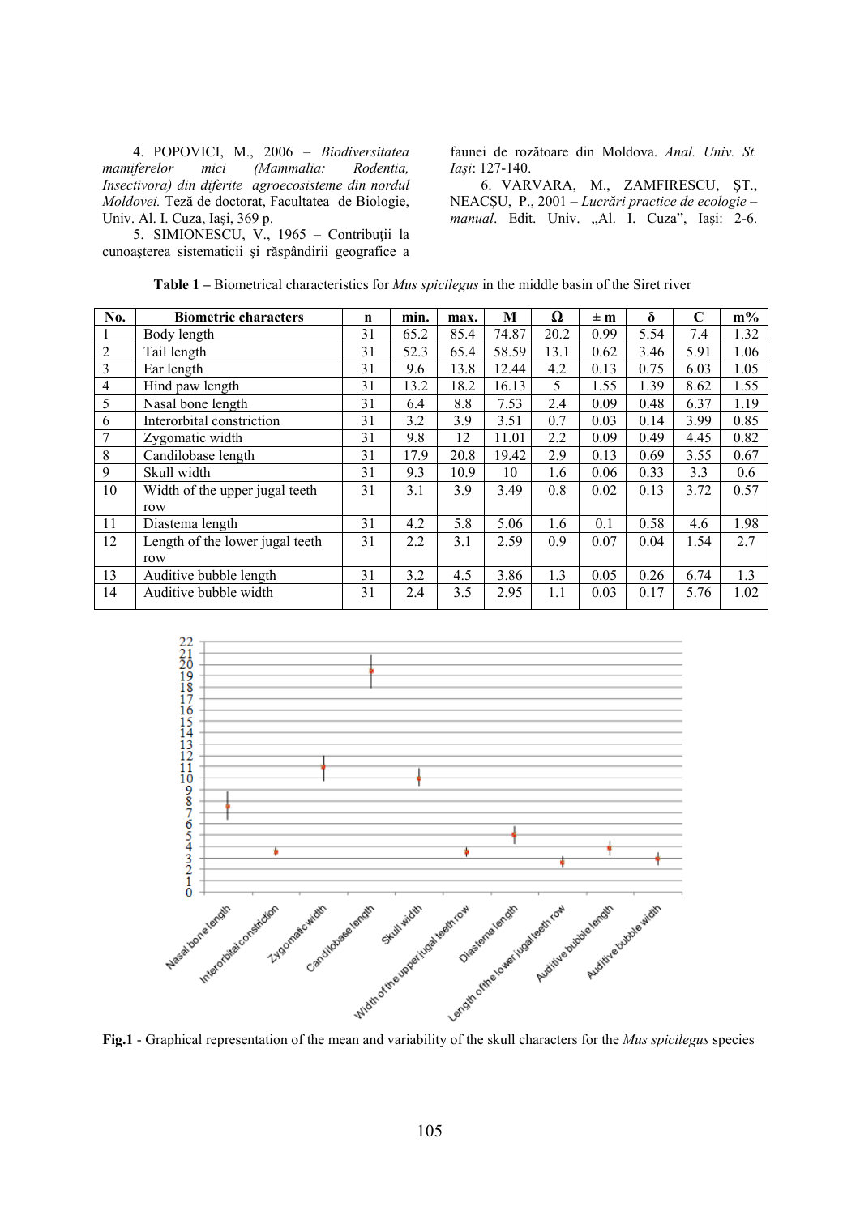4. POPOVICI, M., 2006 – *Biodiversitatea mamiferelor mici (Mammalia: Rodentia, Insectivora) din diferite agroecosisteme din nordul Moldovei.* Teză de doctorat, Facultatea de Biologie, Univ. Al. I. Cuza, Iaşi, 369 p.

5. SIMIONESCU, V., 1965 – Contribuţii la cunoaşterea sistematicii şi răspândirii geografice a faunei de rozătoare din Moldova. *Anal. Univ. St. Iaşi*: 127-140.

6. VARVARA, M., ZAMFIRESCU, ŞT., NEACŞU, P., 2001 – *Lucrări practice de ecologie – manual*. Edit. Univ. „Al. I. Cuza", Iaşi: 2-6.

**Table 1 –** Biometrical characteristics for *Mus spicilegus* in the middle basin of the Siret river

| No. | Biometric characters | n | min. | max. | M | Ω | ± m | δ | C | m% |
|---|---|---|---|---|---|---|---|---|---|---|
| 1 | Body length | 31 | 65.2 | 85.4 | 74.87 | 20.2 | 0.99 | 5.54 | 7.4 | 1.32 |
| 2 | Tail length | 31 | 52.3 | 65.4 | 58.59 | 13.1 | 0.62 | 3.46 | 5.91 | 1.06 |
| 3 | Ear length | 31 | 9.6 | 13.8 | 12.44 | 4.2 | 0.13 | 0.75 | 6.03 | 1.05 |
| 4 | Hind paw length | 31 | 13.2 | 18.2 | 16.13 | 5 | 1.55 | 1.39 | 8.62 | 1.55 |
| 5 | Nasal bone length | 31 | 6.4 | 8.8 | 7.53 | 2.4 | 0.09 | 0.48 | 6.37 | 1.19 |
| 6 | Interorbital constriction | 31 | 3.2 | 3.9 | 3.51 | 0.7 | 0.03 | 0.14 | 3.99 | 0.85 |
| 7 | Zygomatic width | 31 | 9.8 | 12 | 11.01 | 2.2 | 0.09 | 0.49 | 4.45 | 0.82 |
| 8 | Candilobase length | 31 | 17.9 | 20.8 | 19.42 | 2.9 | 0.13 | 0.69 | 3.55 | 0.67 |
| 9 | Skull width | 31 | 9.3 | 10.9 | 10 | 1.6 | 0.06 | 0.33 | 3.3 | 0.6 |
| 10 | Width of the upper jugal teeth row | 31 | 3.1 | 3.9 | 3.49 | 0.8 | 0.02 | 0.13 | 3.72 | 0.57 |
| 11 | Diastema length | 31 | 4.2 | 5.8 | 5.06 | 1.6 | 0.1 | 0.58 | 4.6 | 1.98 |
| 12 | Length of the lower jugal teeth row | 31 | 2.2 | 3.1 | 2.59 | 0.9 | 0.07 | 0.04 | 1.54 | 2.7 |
| 13 | Auditive bubble length | 31 | 3.2 | 4.5 | 3.86 | 1.3 | 0.05 | 0.26 | 6.74 | 1.3 |
| 14 | Auditive bubble width | 31 | 2.4 | 3.5 | 2.95 | 1.1 | 0.03 | 0.17 | 5.76 | 1.02 |

**Fig.1** - Graphical representation of the mean and variability of the skull characters for the *Mus spicilegus* species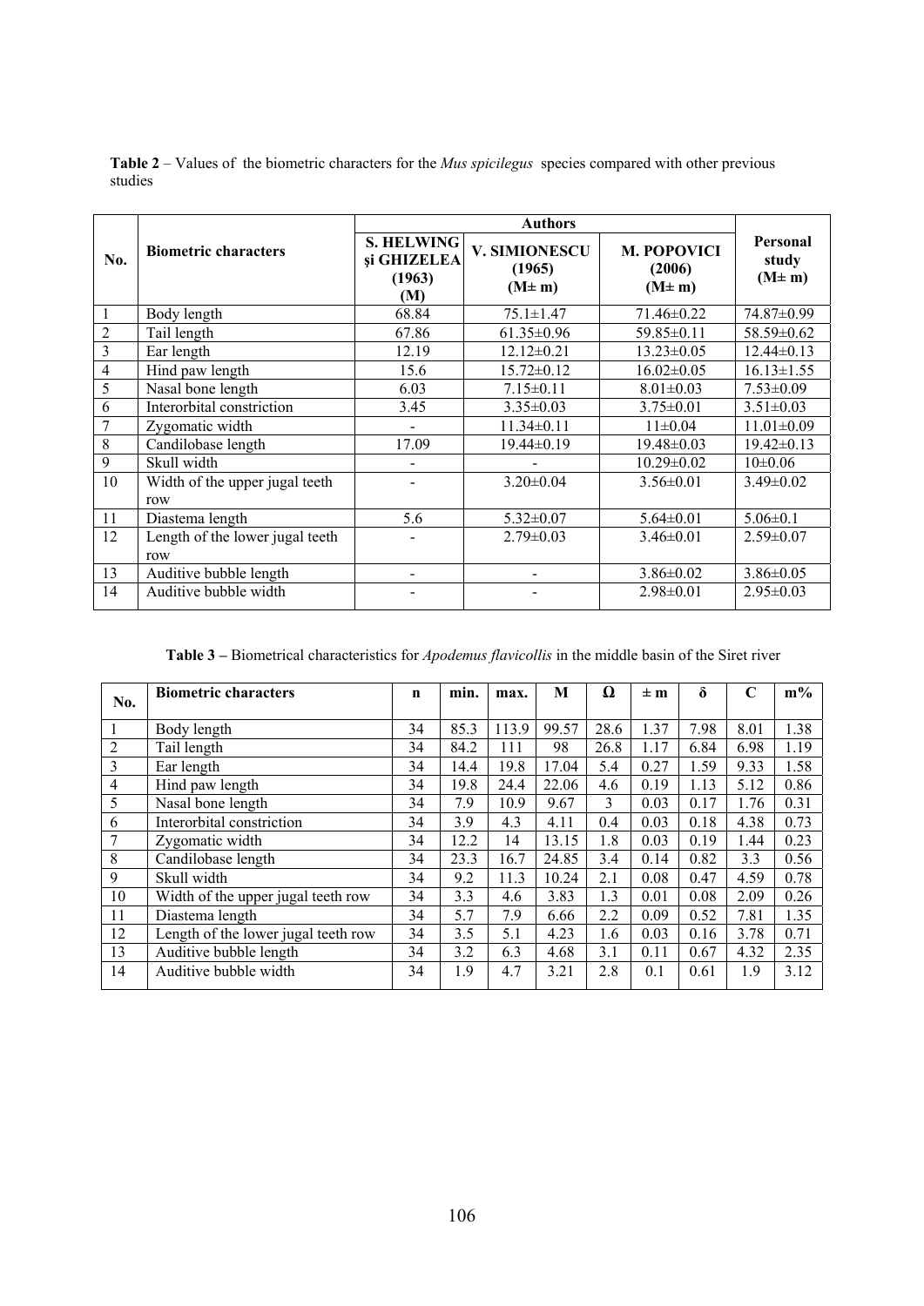**Table 2** – Values of the biometric characters for the *Mus spicilegus* species compared with other previous studies

| No. | Biometric characters | Authors | | | Personal study (M± m) |
|---|---|---|---|---|---|
| | | S. HELWING şi GHIZELEA (1963) (M) | V. SIMIONESCU (1965) (M± m) | M. POPOVICI (2006) (M± m) | |
| 1 | Body length | 68.84 | 75.1±1.47 | 71.46±0.22 | 74.87±0.99 |
| 2 | Tail length | 67.86 | 61.35±0.96 | 59.85±0.11 | 58.59±0.62 |
| 3 | Ear length | 12.19 | 12.12±0.21 | 13.23±0.05 | 12.44±0.13 |
| 4 | Hind paw length | 15.6 | 15.72±0.12 | 16.02±0.05 | 16.13±1.55 |
| 5 | Nasal bone length | 6.03 | 7.15±0.11 | 8.01±0.03 | 7.53±0.09 |
| 6 | Interorbital constriction | 3.45 | 3.35±0.03 | 3.75±0.01 | 3.51±0.03 |
| 7 | Zygomatic width | - | 11.34±0.11 | 11±0.04 | 11.01±0.09 |
| 8 | Candilobase length | 17.09 | 19.44±0.19 | 19.48±0.03 | 19.42±0.13 |
| 9 | Skull width | - | - | 10.29±0.02 | 10±0.06 |
| 10 | Width of the upper jugal teeth row | - | 3.20±0.04 | 3.56±0.01 | 3.49±0.02 |
| 11 | Diastema length | 5.6 | 5.32±0.07 | 5.64±0.01 | 5.06±0.1 |
| 12 | Length of the lower jugal teeth row | - | 2.79±0.03 | 3.46±0.01 | 2.59±0.07 |
| 13 | Auditive bubble length | - | - | 3.86±0.02 | 3.86±0.05 |
| 14 | Auditive bubble width | - | - | 2.98±0.01 | 2.95±0.03 |

**Table 3 –** Biometrical characteristics for *Apodemus flavicollis* in the middle basin of the Siret river

| No. | Biometric characters | n | min. | max. | M | Ω | ± m | δ | C | m% |
|---|---|---|---|---|---|---|---|---|---|---|
| 1 | Body length | 34 | 85.3 | 113.9 | 99.57 | 28.6 | 1.37 | 7.98 | 8.01 | 1.38 |
| 2 | Tail length | 34 | 84.2 | 111 | 98 | 26.8 | 1.17 | 6.84 | 6.98 | 1.19 |
| 3 | Ear length | 34 | 14.4 | 19.8 | 17.04 | 5.4 | 0.27 | 1.59 | 9.33 | 1.58 |
| 4 | Hind paw length | 34 | 19.8 | 24.4 | 22.06 | 4.6 | 0.19 | 1.13 | 5.12 | 0.86 |
| 5 | Nasal bone length | 34 | 7.9 | 10.9 | 9.67 | 3 | 0.03 | 0.17 | 1.76 | 0.31 |
| 6 | Interorbital constriction | 34 | 3.9 | 4.3 | 4.11 | 0.4 | 0.03 | 0.18 | 4.38 | 0.73 |
| 7 | Zygomatic width | 34 | 12.2 | 14 | 13.15 | 1.8 | 0.03 | 0.19 | 1.44 | 0.23 |
| 8 | Candilobase length | 34 | 23.3 | 16.7 | 24.85 | 3.4 | 0.14 | 0.82 | 3.3 | 0.56 |
| 9 | Skull width | 34 | 9.2 | 11.3 | 10.24 | 2.1 | 0.08 | 0.47 | 4.59 | 0.78 |
| 10 | Width of the upper jugal teeth row | 34 | 3.3 | 4.6 | 3.83 | 1.3 | 0.01 | 0.08 | 2.09 | 0.26 |
| 11 | Diastema length | 34 | 5.7 | 7.9 | 6.66 | 2.2 | 0.09 | 0.52 | 7.81 | 1.35 |
| 12 | Length of the lower jugal teeth row | 34 | 3.5 | 5.1 | 4.23 | 1.6 | 0.03 | 0.16 | 3.78 | 0.71 |
| 13 | Auditive bubble length | 34 | 3.2 | 6.3 | 4.68 | 3.1 | 0.11 | 0.67 | 4.32 | 2.35 |
| 14 | Auditive bubble width | 34 | 1.9 | 4.7 | 3.21 | 2.8 | 0.1 | 0.61 | 1.9 | 3.12 |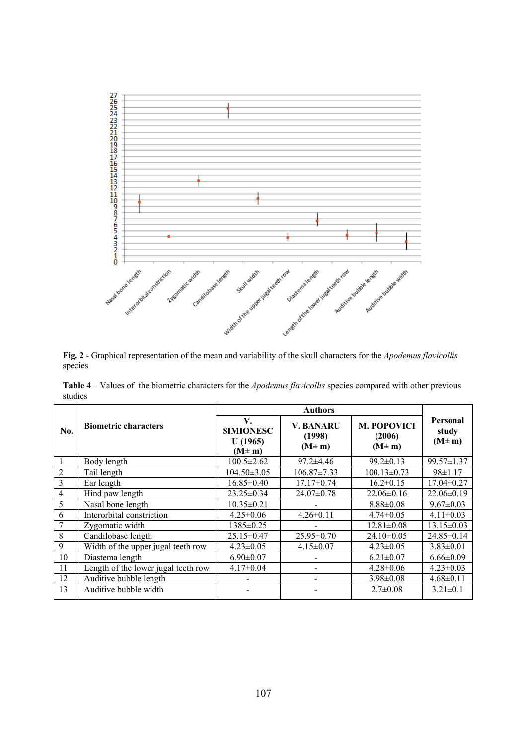**Fig. 2** - Graphical representation of the mean and variability of the skull characters for the *Apodemus flavicollis* species

**Table 4** – Values of the biometric characters for the *Apodemus flavicollis* species compared with other previous studies

| No. | Biometric characters | Authors | | | Personal study (M± m) |
|---|---|---|---|---|---|
| | | V. SIMIONESCU (1965) (M± m) | V. BANARU (1998) (M± m) | M. POPOVICI (2006) (M± m) | |
| 1 | Body length | 100.5±2.62 | 97.2±4.46 | 99.2±0.13 | 99.57±1.37 |
| 2 | Tail length | 104.50±3.05 | 106.87±7.33 | 100.13±0.73 | 98±1.17 |
| 3 | Ear length | 16.85±0.40 | 17.17±0.74 | 16.2±0.15 | 17.04±0.27 |
| 4 | Hind paw length | 23.25±0.34 | 24.07±0.78 | 22.06±0.16 | 22.06±0.19 |
| 5 | Nasal bone length | 10.35±0.21 | - | 8.88±0.08 | 9.67±0.03 |
| 6 | Interorbital constriction | 4.25±0.06 | 4.26±0.11 | 4.74±0.05 | 4.11±0.03 |
| 7 | Zygomatic width | 1385±0.25 | - | 12.81±0.08 | 13.15±0.03 |
| 8 | Candilobase length | 25.15±0.47 | 25.95±0.70 | 24.10±0.05 | 24.85±0.14 |
| 9 | Width of the upper jugal teeth row | 4.23±0.05 | 4.15±0.07 | 4.23±0.05 | 3.83±0.01 |
| 10 | Diastema length | 6.90±0.07 | - | 6.21±0.07 | 6.66±0.09 |
| 11 | Length of the lower jugal teeth row | 4.17±0.04 | - | 4.28±0.06 | 4.23±0.03 |
| 12 | Auditive bubble length | - | - | 3.98±0.08 | 4.68±0.11 |
| 13 | Auditive bubble width | - | - | 2.7±0.08 | 3.21±0.1 |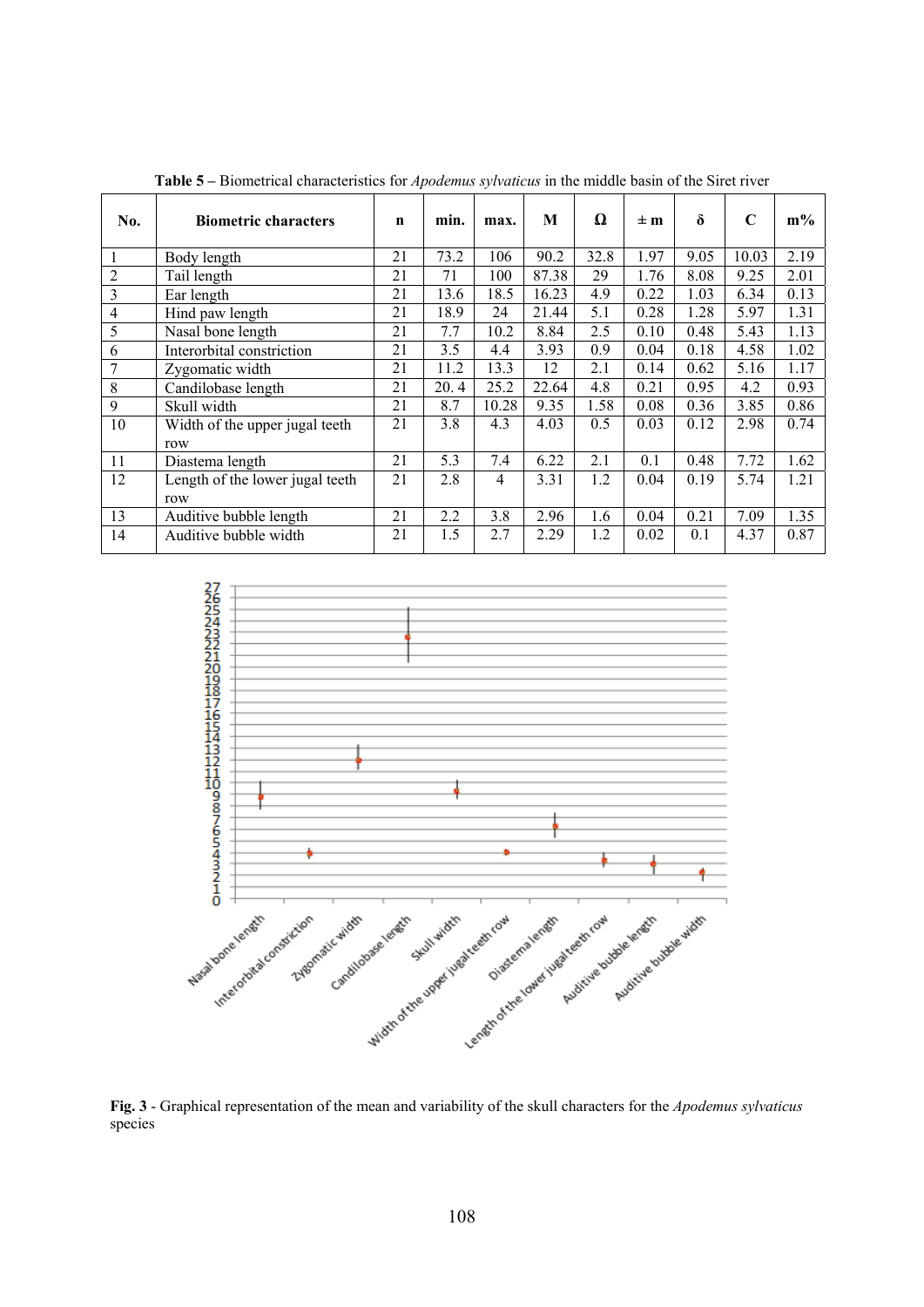**Table 5 –** Biometrical characteristics for *Apodemus sylvaticus* in the middle basin of the Siret river

| No. | Biometric characters | n | min. | max. | M | Ω | ± m | δ | C | m% |
|---|---|---|---|---|---|---|---|---|---|---|
| 1 | Body length | 21 | 73.2 | 106 | 90.2 | 32.8 | 1.97 | 9.05 | 10.03 | 2.19 |
| 2 | Tail length | 21 | 71 | 100 | 87.38 | 29 | 1.76 | 8.08 | 9.25 | 2.01 |
| 3 | Ear length | 21 | 13.6 | 18.5 | 16.23 | 4.9 | 0.22 | 1.03 | 6.34 | 0.13 |
| 4 | Hind paw length | 21 | 18.9 | 24 | 21.44 | 5.1 | 0.28 | 1.28 | 5.97 | 1.31 |
| 5 | Nasal bone length | 21 | 7.7 | 10.2 | 8.84 | 2.5 | 0.10 | 0.48 | 5.43 | 1.13 |
| 6 | Interorbital constriction | 21 | 3.5 | 4.4 | 3.93 | 0.9 | 0.04 | 0.18 | 4.58 | 1.02 |
| 7 | Zygomatic width | 21 | 11.2 | 13.3 | 12 | 2.1 | 0.14 | 0.62 | 5.16 | 1.17 |
| 8 | Candilobase length | 21 | 20. 4 | 25.2 | 22.64 | 4.8 | 0.21 | 0.95 | 4.2 | 0.93 |
| 9 | Skull width | 21 | 8.7 | 10.28 | 9.35 | 1.58 | 0.08 | 0.36 | 3.85 | 0.86 |
| 10 | Width of the upper jugal teeth row | 21 | 3.8 | 4.3 | 4.03 | 0.5 | 0.03 | 0.12 | 2.98 | 0.74 |
| 11 | Diastema length | 21 | 5.3 | 7.4 | 6.22 | 2.1 | 0.1 | 0.48 | 7.72 | 1.62 |
| 12 | Length of the lower jugal teeth row | 21 | 2.8 | 4 | 3.31 | 1.2 | 0.04 | 0.19 | 5.74 | 1.21 |
| 13 | Auditive bubble length | 21 | 2.2 | 3.8 | 2.96 | 1.6 | 0.04 | 0.21 | 7.09 | 1.35 |
| 14 | Auditive bubble width | 21 | 1.5 | 2.7 | 2.29 | 1.2 | 0.02 | 0.1 | 4.37 | 0.87 |

**Fig. 3** - Graphical representation of the mean and variability of the skull characters for the *Apodemus sylvaticus* species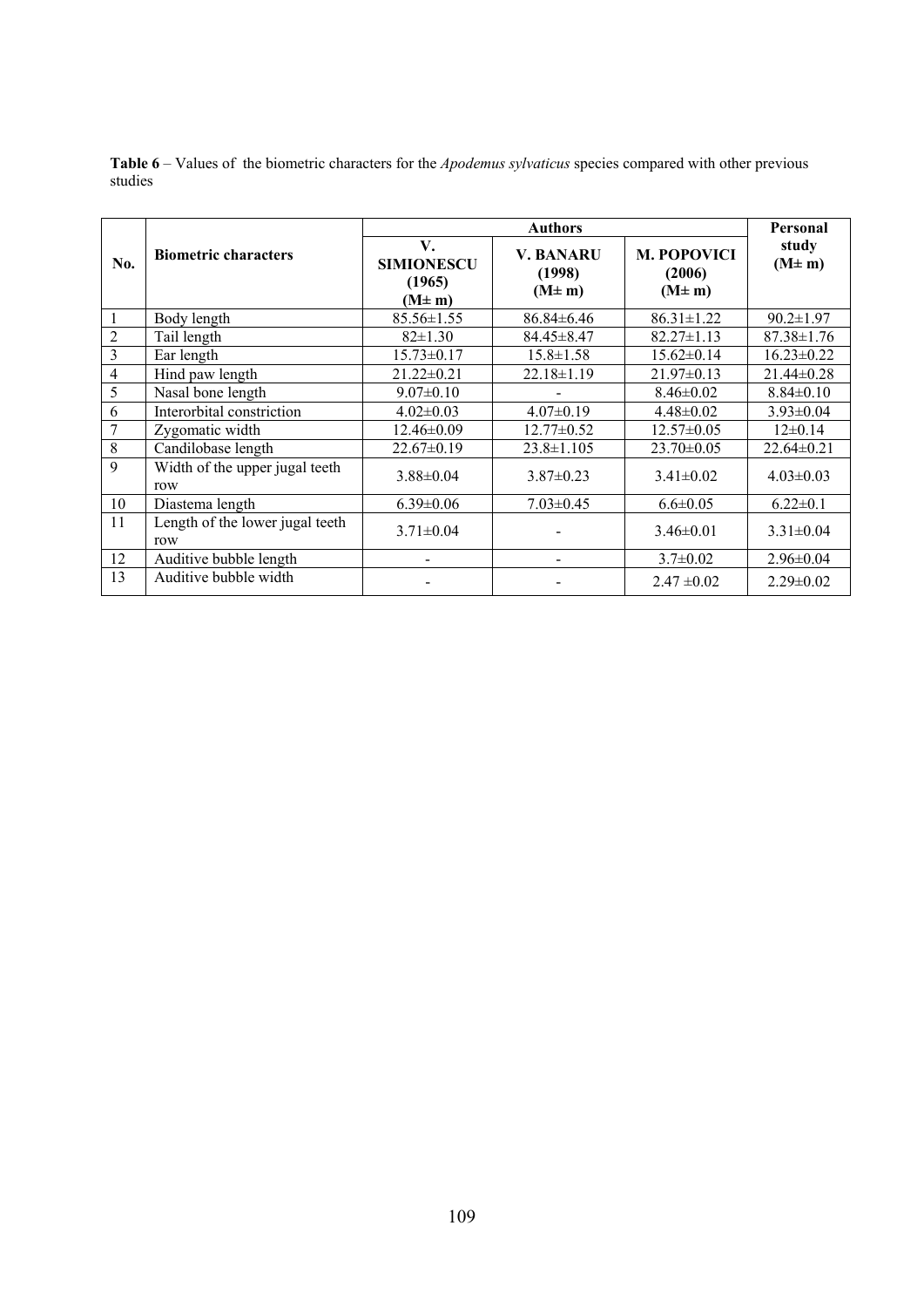**Table 6** – Values of the biometric characters for the *Apodemus sylvaticus* species compared with other previous studies

| No. | Biometric characters | Authors | | | Personal study (M± m) |
|---|---|---|---|---|---|
| | | V. SIMIONESCU (1965) (M± m) | V. BANARU (1998) (M± m) | M. POPOVICI (2006) (M± m) | |
| 1 | Body length | 85.56±1.55 | 86.84±6.46 | 86.31±1.22 | 90.2±1.97 |
| 2 | Tail length | 82±1.30 | 84.45±8.47 | 82.27±1.13 | 87.38±1.76 |
| 3 | Ear length | 15.73±0.17 | 15.8±1.58 | 15.62±0.14 | 16.23±0.22 |
| 4 | Hind paw length | 21.22±0.21 | 22.18±1.19 | 21.97±0.13 | 21.44±0.28 |
| 5 | Nasal bone length | 9.07±0.10 | - | 8.46±0.02 | 8.84±0.10 |
| 6 | Interorbital constriction | 4.02±0.03 | 4.07±0.19 | 4.48±0.02 | 3.93±0.04 |
| 7 | Zygomatic width | 12.46±0.09 | 12.77±0.52 | 12.57±0.05 | 12±0.14 |
| 8 | Candilobase length | 22.67±0.19 | 23.8±1.105 | 23.70±0.05 | 22.64±0.21 |
| 9 | Width of the upper jugal teeth row | 3.88±0.04 | 3.87±0.23 | 3.41±0.02 | 4.03±0.03 |
| 10 | Diastema length | 6.39±0.06 | 7.03±0.45 | 6.6±0.05 | 6.22±0.1 |
| 11 | Length of the lower jugal teeth row | 3.71±0.04 | - | 3.46±0.01 | 3.31±0.04 |
| 12 | Auditive bubble length | - | - | 3.7±0.02 | 2.96±0.04 |
| 13 | Auditive bubble width | - | - | 2.47 ±0.02 | 2.29±0.02 |